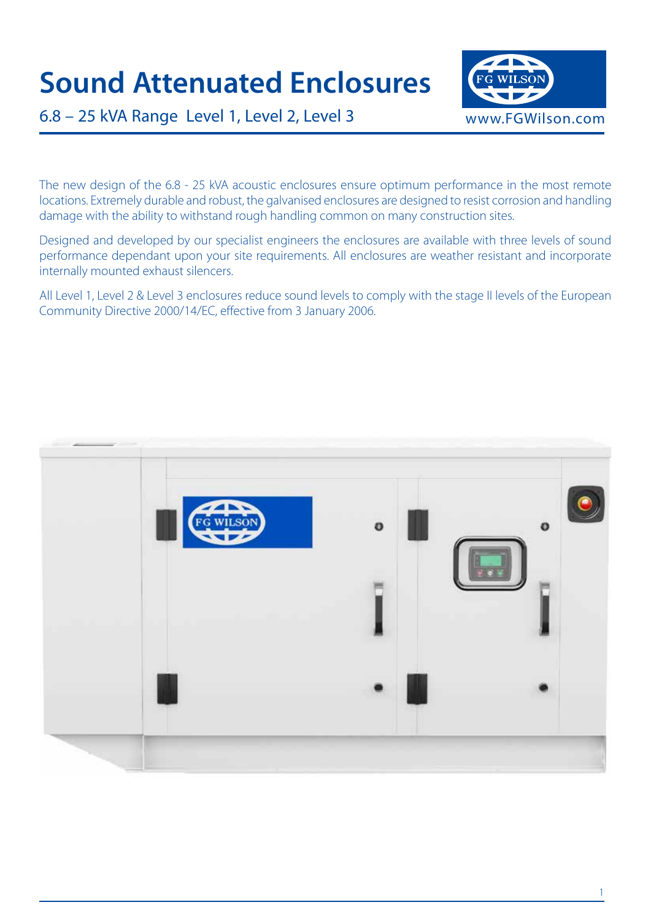# Sound Attenuated Enclosures

## 6.8 – 25 kVA Range Level 1, Level 2, Level 3

www.FGWilson.com

The new design of the 6.8 - 25 kVA acoustic enclosures ensure optimum performance in the most remote locations. Extremely durable and robust, the galvanised enclosures are designed to resist corrosion and handling damage with the ability to withstand rough handling common on many construction sites.

Designed and developed by our specialist engineers the enclosures are available with three levels of sound performance dependant upon your site requirements. All enclosures are weather resistant and incorporate internally mounted exhaust silencers.

All Level 1, Level 2 & Level 3 enclosures reduce sound levels to comply with the stage II levels of the European Community Directive 2000/14/EC, effective from 3 January 2006.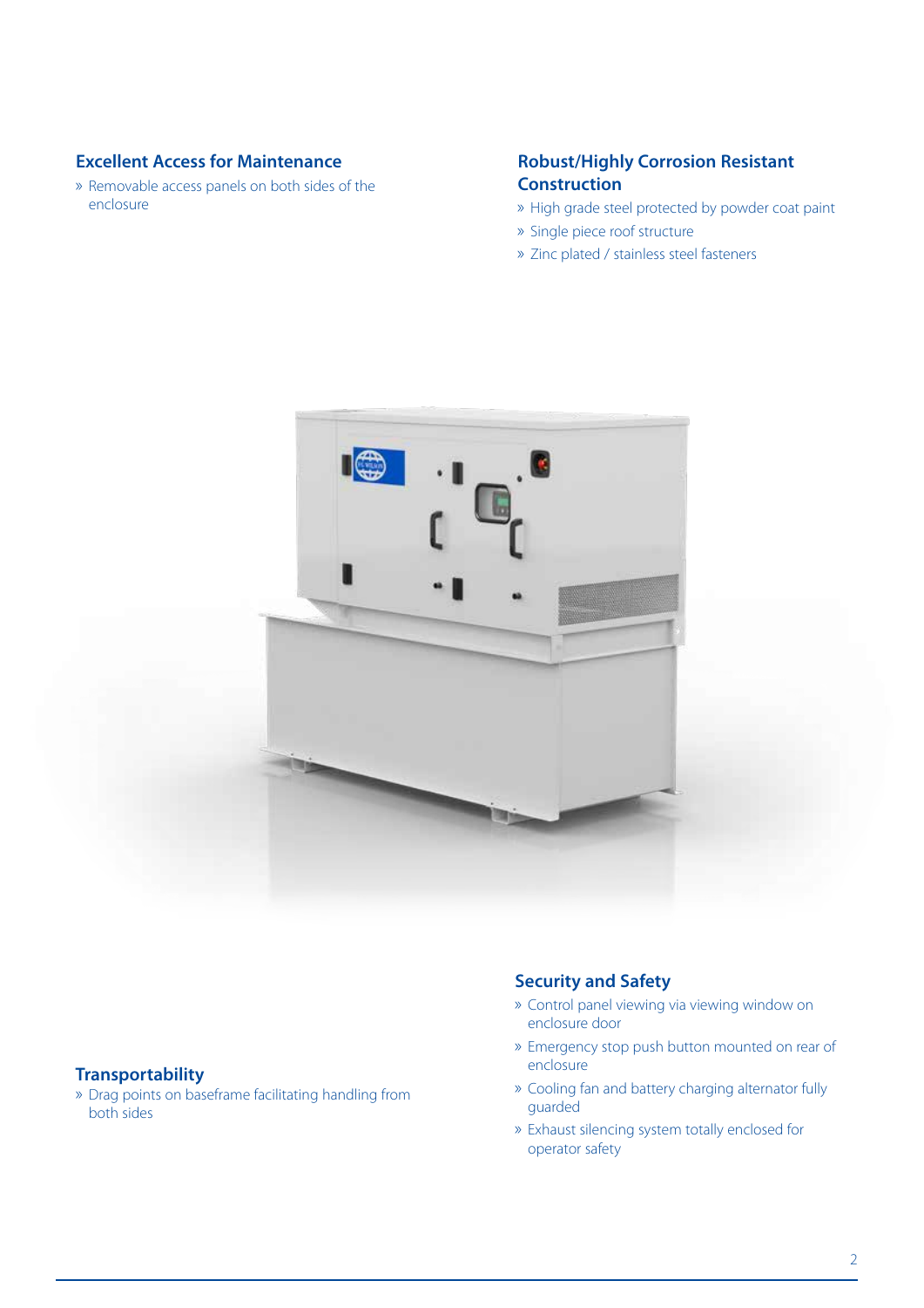## Excellent Access for Maintenance

» Removable access panels on both sides of the enclosure

## Robust/Highly Corrosion Resistant Construction

» High grade steel protected by powder coat paint

» Single piece roof structure

» Zinc plated / stainless steel fasteners

## Transportability

» Drag points on baseframe facilitating handling from both sides

## Security and Safety

» Control panel viewing via viewing window on enclosure door

» Emergency stop push button mounted on rear of enclosure

» Cooling fan and battery charging alternator fully guarded

» Exhaust silencing system totally enclosed for operator safety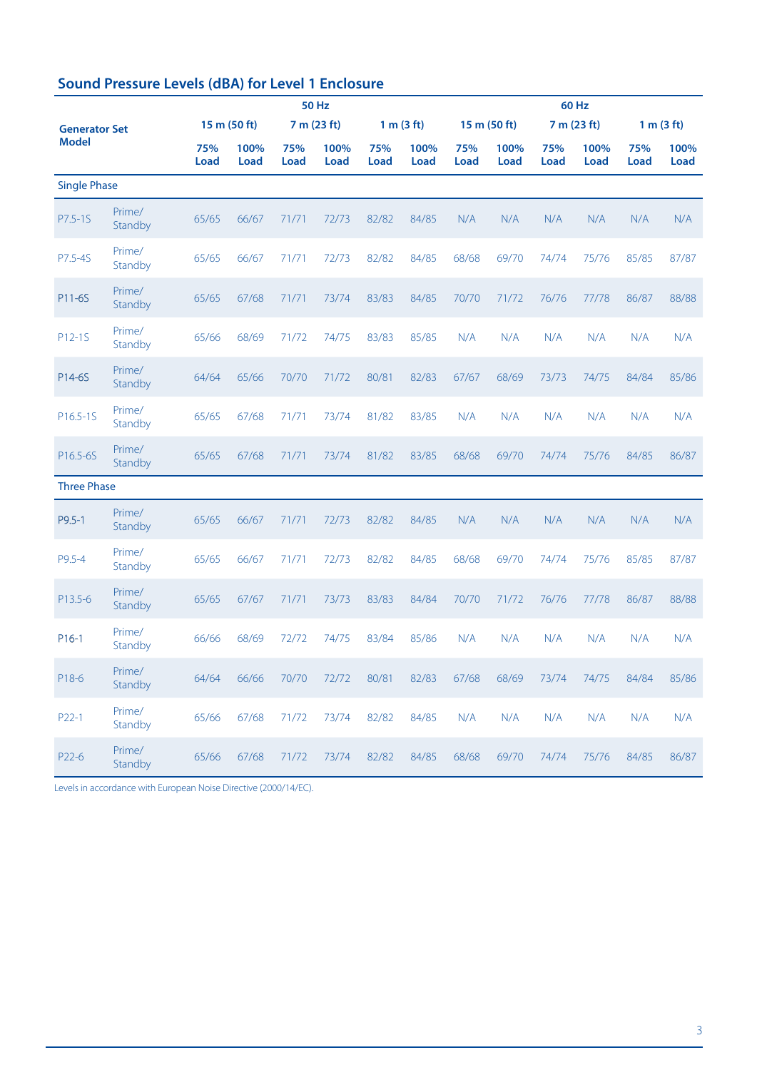## Sound Pressure Levels (dBA) for Level 1 Enclosure

| Generator Set Model | | 50 Hz | | | | | | 60 Hz | | | | | |
|---|---|---|---|---|---|---|---|---|---|---|---|---|---|
| | | 15 m (50 ft) | | 7 m (23 ft) | | 1 m (3 ft) | | 15 m (50 ft) | | 7 m (23 ft) | | 1 m (3 ft) | |
| | | 75% Load | 100% Load | 75% Load | 100% Load | 75% Load | 100% Load | 75% Load | 100% Load | 75% Load | 100% Load | 75% Load | 100% Load |
| **Single Phase** | | | | | | | | | | | | | |
| P7.5-1S | Prime/ Standby | 65/65 | 66/67 | 71/71 | 72/73 | 82/82 | 84/85 | N/A | N/A | N/A | N/A | N/A | N/A |
| P7.5-4S | Prime/ Standby | 65/65 | 66/67 | 71/71 | 72/73 | 82/82 | 84/85 | 68/68 | 69/70 | 74/74 | 75/76 | 85/85 | 87/87 |
| P11-6S | Prime/ Standby | 65/65 | 67/68 | 71/71 | 73/74 | 83/83 | 84/85 | 70/70 | 71/72 | 76/76 | 77/78 | 86/87 | 88/88 |
| P12-1S | Prime/ Standby | 65/66 | 68/69 | 71/72 | 74/75 | 83/83 | 85/85 | N/A | N/A | N/A | N/A | N/A | N/A |
| P14-6S | Prime/ Standby | 64/64 | 65/66 | 70/70 | 71/72 | 80/81 | 82/83 | 67/67 | 68/69 | 73/73 | 74/75 | 84/84 | 85/86 |
| P16.5-1S | Prime/ Standby | 65/65 | 67/68 | 71/71 | 73/74 | 81/82 | 83/85 | N/A | N/A | N/A | N/A | N/A | N/A |
| P16.5-6S | Prime/ Standby | 65/65 | 67/68 | 71/71 | 73/74 | 81/82 | 83/85 | 68/68 | 69/70 | 74/74 | 75/76 | 84/85 | 86/87 |
| **Three Phase** | | | | | | | | | | | | | |
| P9.5-1 | Prime/ Standby | 65/65 | 66/67 | 71/71 | 72/73 | 82/82 | 84/85 | N/A | N/A | N/A | N/A | N/A | N/A |
| P9.5-4 | Prime/ Standby | 65/65 | 66/67 | 71/71 | 72/73 | 82/82 | 84/85 | 68/68 | 69/70 | 74/74 | 75/76 | 85/85 | 87/87 |
| P13.5-6 | Prime/ Standby | 65/65 | 67/67 | 71/71 | 73/73 | 83/83 | 84/84 | 70/70 | 71/72 | 76/76 | 77/78 | 86/87 | 88/88 |
| P16-1 | Prime/ Standby | 66/66 | 68/69 | 72/72 | 74/75 | 83/84 | 85/86 | N/A | N/A | N/A | N/A | N/A | N/A |
| P18-6 | Prime/ Standby | 64/64 | 66/66 | 70/70 | 72/72 | 80/81 | 82/83 | 67/68 | 68/69 | 73/74 | 74/75 | 84/84 | 85/86 |
| P22-1 | Prime/ Standby | 65/66 | 67/68 | 71/72 | 73/74 | 82/82 | 84/85 | N/A | N/A | N/A | N/A | N/A | N/A |
| P22-6 | Prime/ Standby | 65/66 | 67/68 | 71/72 | 73/74 | 82/82 | 84/85 | 68/68 | 69/70 | 74/74 | 75/76 | 84/85 | 86/87 |

Levels in accordance with European Noise Directive (2000/14/EC).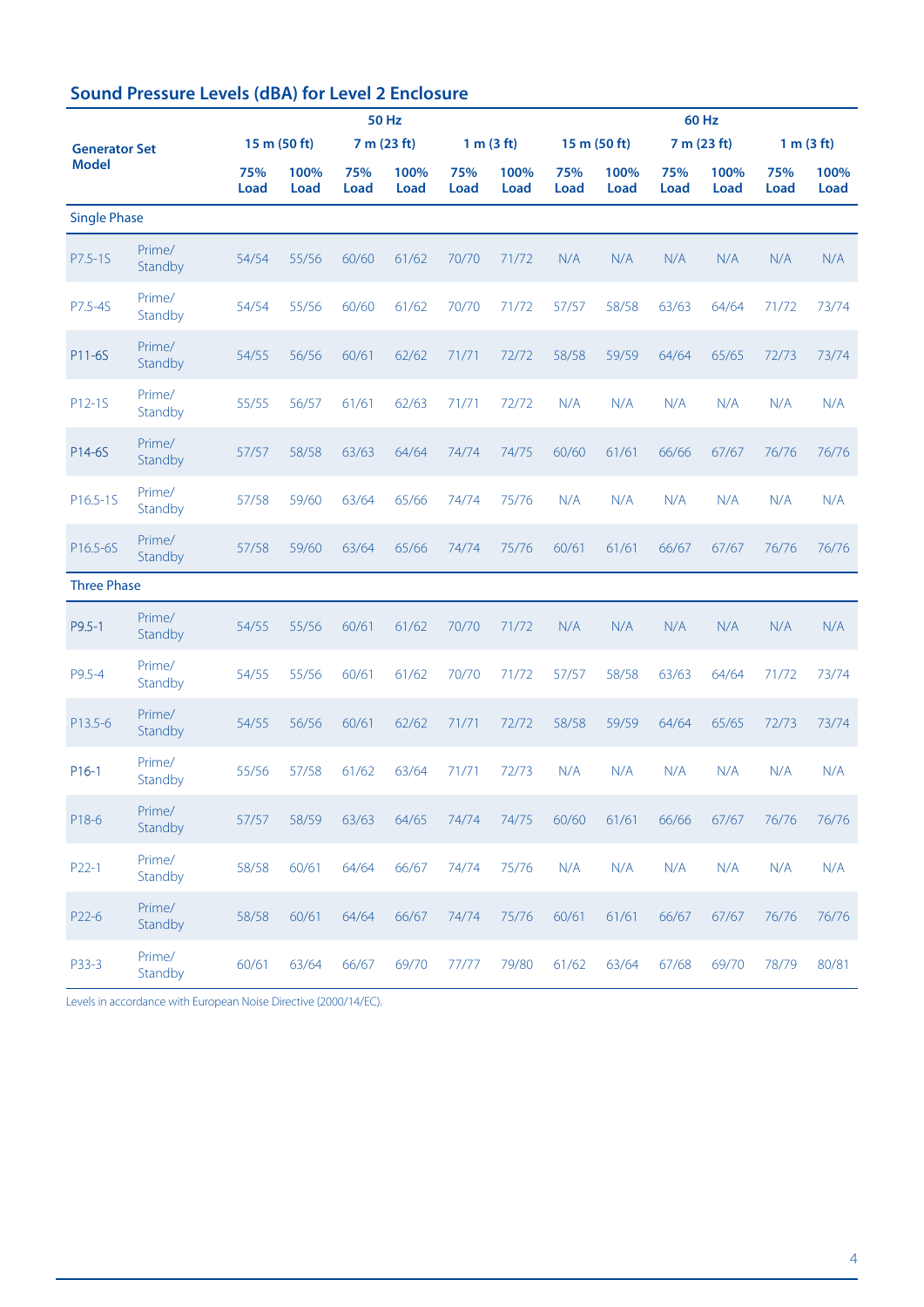## Sound Pressure Levels (dBA) for Level 2 Enclosure

| Generator Set Model | | 50 Hz | | | | | | 60 Hz | | | | | |
|---|---|---|---|---|---|---|---|---|---|---|---|---|---|
| | | 15 m (50 ft) | | 7 m (23 ft) | | 1 m (3 ft) | | 15 m (50 ft) | | 7 m (23 ft) | | 1 m (3 ft) | |
| | | 75% Load | 100% Load | 75% Load | 100% Load | 75% Load | 100% Load | 75% Load | 100% Load | 75% Load | 100% Load | 75% Load | 100% Load |
| **Single Phase** | | | | | | | | | | | | | |
| P7.5-1S | Prime/ Standby | 54/54 | 55/56 | 60/60 | 61/62 | 70/70 | 71/72 | N/A | N/A | N/A | N/A | N/A | N/A |
| P7.5-4S | Prime/ Standby | 54/54 | 55/56 | 60/60 | 61/62 | 70/70 | 71/72 | 57/57 | 58/58 | 63/63 | 64/64 | 71/72 | 73/74 |
| P11-6S | Prime/ Standby | 54/55 | 56/56 | 60/61 | 62/62 | 71/71 | 72/72 | 58/58 | 59/59 | 64/64 | 65/65 | 72/73 | 73/74 |
| P12-1S | Prime/ Standby | 55/55 | 56/57 | 61/61 | 62/63 | 71/71 | 72/72 | N/A | N/A | N/A | N/A | N/A | N/A |
| P14-6S | Prime/ Standby | 57/57 | 58/58 | 63/63 | 64/64 | 74/74 | 74/75 | 60/60 | 61/61 | 66/66 | 67/67 | 76/76 | 76/76 |
| P16.5-1S | Prime/ Standby | 57/58 | 59/60 | 63/64 | 65/66 | 74/74 | 75/76 | N/A | N/A | N/A | N/A | N/A | N/A |
| P16.5-6S | Prime/ Standby | 57/58 | 59/60 | 63/64 | 65/66 | 74/74 | 75/76 | 60/61 | 61/61 | 66/67 | 67/67 | 76/76 | 76/76 |
| **Three Phase** | | | | | | | | | | | | | |
| P9.5-1 | Prime/ Standby | 54/55 | 55/56 | 60/61 | 61/62 | 70/70 | 71/72 | N/A | N/A | N/A | N/A | N/A | N/A |
| P9.5-4 | Prime/ Standby | 54/55 | 55/56 | 60/61 | 61/62 | 70/70 | 71/72 | 57/57 | 58/58 | 63/63 | 64/64 | 71/72 | 73/74 |
| P13.5-6 | Prime/ Standby | 54/55 | 56/56 | 60/61 | 62/62 | 71/71 | 72/72 | 58/58 | 59/59 | 64/64 | 65/65 | 72/73 | 73/74 |
| P16-1 | Prime/ Standby | 55/56 | 57/58 | 61/62 | 63/64 | 71/71 | 72/73 | N/A | N/A | N/A | N/A | N/A | N/A |
| P18-6 | Prime/ Standby | 57/57 | 58/59 | 63/63 | 64/65 | 74/74 | 74/75 | 60/60 | 61/61 | 66/66 | 67/67 | 76/76 | 76/76 |
| P22-1 | Prime/ Standby | 58/58 | 60/61 | 64/64 | 66/67 | 74/74 | 75/76 | N/A | N/A | N/A | N/A | N/A | N/A |
| P22-6 | Prime/ Standby | 58/58 | 60/61 | 64/64 | 66/67 | 74/74 | 75/76 | 60/61 | 61/61 | 66/67 | 67/67 | 76/76 | 76/76 |
| P33-3 | Prime/ Standby | 60/61 | 63/64 | 66/67 | 69/70 | 77/77 | 79/80 | 61/62 | 63/64 | 67/68 | 69/70 | 78/79 | 80/81 |

Levels in accordance with European Noise Directive (2000/14/EC).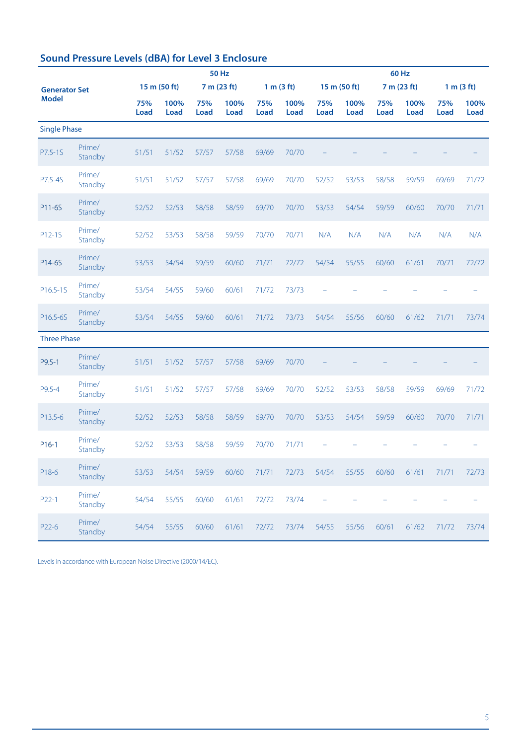## Sound Pressure Levels (dBA) for Level 3 Enclosure

| Generator Set Model | | 50 Hz | | | | | | 60 Hz | | | | | |
|---|---|---|---|---|---|---|---|---|---|---|---|---|---|
| | | 15 m (50 ft) | | 7 m (23 ft) | | 1 m (3 ft) | | 15 m (50 ft) | | 7 m (23 ft) | | 1 m (3 ft) | |
| | | 75% Load | 100% Load | 75% Load | 100% Load | 75% Load | 100% Load | 75% Load | 100% Load | 75% Load | 100% Load | 75% Load | 100% Load |
| **Single Phase** | | | | | | | | | | | | | |
| P7.5-1S | Prime/ Standby | 51/51 | 51/52 | 57/57 | 57/58 | 69/69 | 70/70 | – | – | – | – | – | – |
| P7.5-4S | Prime/ Standby | 51/51 | 51/52 | 57/57 | 57/58 | 69/69 | 70/70 | 52/52 | 53/53 | 58/58 | 59/59 | 69/69 | 71/72 |
| P11-6S | Prime/ Standby | 52/52 | 52/53 | 58/58 | 58/59 | 69/70 | 70/70 | 53/53 | 54/54 | 59/59 | 60/60 | 70/70 | 71/71 |
| P12-1S | Prime/ Standby | 52/52 | 53/53 | 58/58 | 59/59 | 70/70 | 70/71 | N/A | N/A | N/A | N/A | N/A | N/A |
| P14-6S | Prime/ Standby | 53/53 | 54/54 | 59/59 | 60/60 | 71/71 | 72/72 | 54/54 | 55/55 | 60/60 | 61/61 | 70/71 | 72/72 |
| P16.5-1S | Prime/ Standby | 53/54 | 54/55 | 59/60 | 60/61 | 71/72 | 73/73 | – | – | – | – | – | – |
| P16.5-6S | Prime/ Standby | 53/54 | 54/55 | 59/60 | 60/61 | 71/72 | 73/73 | 54/54 | 55/56 | 60/60 | 61/62 | 71/71 | 73/74 |
| **Three Phase** | | | | | | | | | | | | | |
| P9.5-1 | Prime/ Standby | 51/51 | 51/52 | 57/57 | 57/58 | 69/69 | 70/70 | – | – | – | – | – | – |
| P9.5-4 | Prime/ Standby | 51/51 | 51/52 | 57/57 | 57/58 | 69/69 | 70/70 | 52/52 | 53/53 | 58/58 | 59/59 | 69/69 | 71/72 |
| P13.5-6 | Prime/ Standby | 52/52 | 52/53 | 58/58 | 58/59 | 69/70 | 70/70 | 53/53 | 54/54 | 59/59 | 60/60 | 70/70 | 71/71 |
| P16-1 | Prime/ Standby | 52/52 | 53/53 | 58/58 | 59/59 | 70/70 | 71/71 | – | – | – | – | – | – |
| P18-6 | Prime/ Standby | 53/53 | 54/54 | 59/59 | 60/60 | 71/71 | 72/73 | 54/54 | 55/55 | 60/60 | 61/61 | 71/71 | 72/73 |
| P22-1 | Prime/ Standby | 54/54 | 55/55 | 60/60 | 61/61 | 72/72 | 73/74 | – | – | – | – | – | – |
| P22-6 | Prime/ Standby | 54/54 | 55/55 | 60/60 | 61/61 | 72/72 | 73/74 | 54/55 | 55/56 | 60/61 | 61/62 | 71/72 | 73/74 |

Levels in accordance with European Noise Directive (2000/14/EC).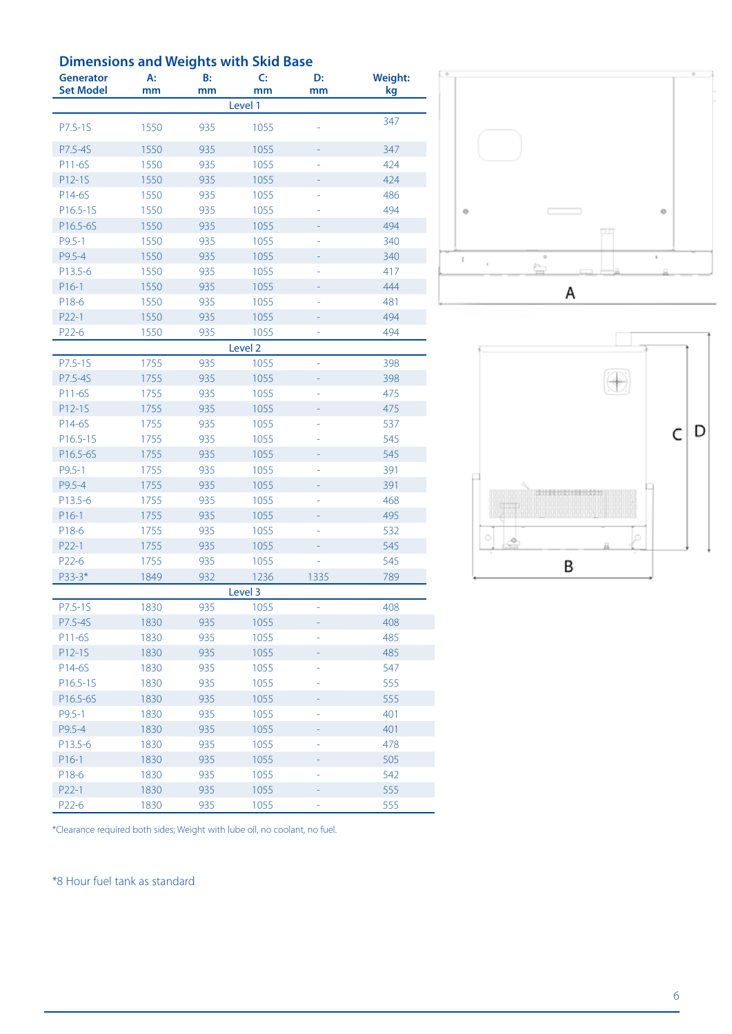## Dimensions and Weights with Skid Base

| Generator Set Model | A: mm | B: mm | C: mm | D: mm | Weight: kg |
|---|---|---|---|---|---|
| **Level 1** | | | | | |
| P7.5-1S | 1550 | 935 | 1055 | - | 347 |
| P7.5-4S | 1550 | 935 | 1055 | - | 347 |
| P11-6S | 1550 | 935 | 1055 | - | 424 |
| P12-1S | 1550 | 935 | 1055 | - | 424 |
| P14-6S | 1550 | 935 | 1055 | - | 486 |
| P16.5-1S | 1550 | 935 | 1055 | - | 494 |
| P16.5-6S | 1550 | 935 | 1055 | - | 494 |
| P9.5-1 | 1550 | 935 | 1055 | - | 340 |
| P9.5-4 | 1550 | 935 | 1055 | - | 340 |
| P13.5-6 | 1550 | 935 | 1055 | - | 417 |
| P16-1 | 1550 | 935 | 1055 | - | 444 |
| P18-6 | 1550 | 935 | 1055 | - | 481 |
| P22-1 | 1550 | 935 | 1055 | - | 494 |
| P22-6 | 1550 | 935 | 1055 | - | 494 |
| **Level 2** | | | | | |
| P7.5-1S | 1755 | 935 | 1055 | - | 398 |
| P7.5-4S | 1755 | 935 | 1055 | - | 398 |
| P11-6S | 1755 | 935 | 1055 | - | 475 |
| P12-1S | 1755 | 935 | 1055 | - | 475 |
| P14-6S | 1755 | 935 | 1055 | - | 537 |
| P16.5-1S | 1755 | 935 | 1055 | - | 545 |
| P16.5-6S | 1755 | 935 | 1055 | - | 545 |
| P9.5-1 | 1755 | 935 | 1055 | - | 391 |
| P9.5-4 | 1755 | 935 | 1055 | - | 391 |
| P13.5-6 | 1755 | 935 | 1055 | - | 468 |
| P16-1 | 1755 | 935 | 1055 | - | 495 |
| P18-6 | 1755 | 935 | 1055 | - | 532 |
| P22-1 | 1755 | 935 | 1055 | - | 545 |
| P22-6 | 1755 | 935 | 1055 | - | 545 |
| P33-3* | 1849 | 932 | 1236 | 1335 | 789 |
| **Level 3** | | | | | |
| P7.5-1S | 1830 | 935 | 1055 | - | 408 |
| P7.5-4S | 1830 | 935 | 1055 | - | 408 |
| P11-6S | 1830 | 935 | 1055 | - | 485 |
| P12-1S | 1830 | 935 | 1055 | - | 485 |
| P14-6S | 1830 | 935 | 1055 | - | 547 |
| P16.5-1S | 1830 | 935 | 1055 | - | 555 |
| P16.5-6S | 1830 | 935 | 1055 | - | 555 |
| P9.5-1 | 1830 | 935 | 1055 | - | 401 |
| P9.5-4 | 1830 | 935 | 1055 | - | 401 |
| P13.5-6 | 1830 | 935 | 1055 | - | 478 |
| P16-1 | 1830 | 935 | 1055 | - | 505 |
| P18-6 | 1830 | 935 | 1055 | - | 542 |
| P22-1 | 1830 | 935 | 1055 | - | 555 |
| P22-6 | 1830 | 935 | 1055 | - | 555 |

*Clearance required both sides; Weight with lube oil, no coolant, no fuel.

*8 Hour fuel tank as standard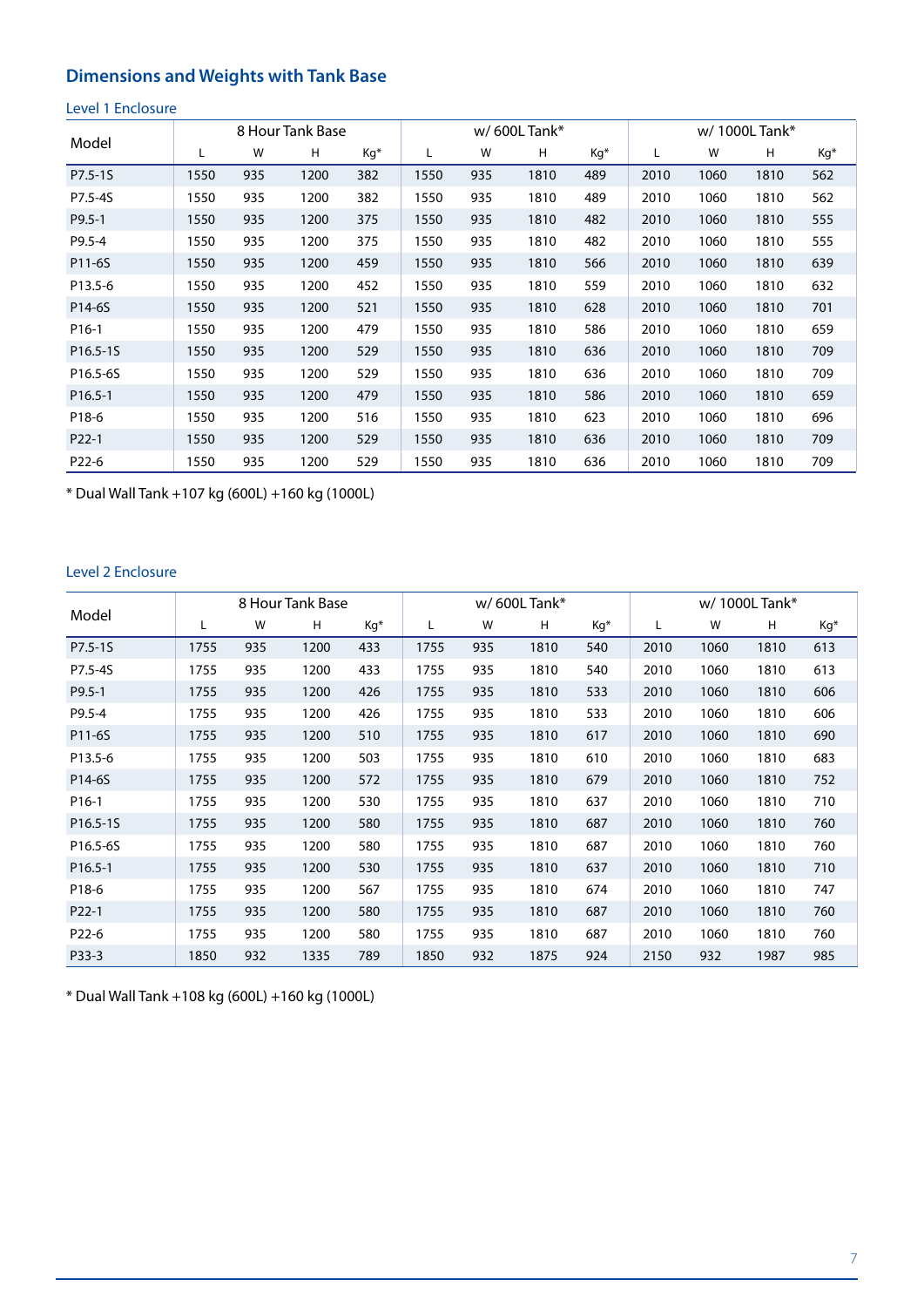## Dimensions and Weights with Tank Base

### Level 1 Enclosure

| Model | 8 Hour Tank Base | | | | w/ 600L Tank* | | | | w/ 1000L Tank* | | | |
|---|---|---|---|---|---|---|---|---|---|---|---|---|
| | L | W | H | Kg* | L | W | H | Kg* | L | W | H | Kg* |
| P7.5-1S | 1550 | 935 | 1200 | 382 | 1550 | 935 | 1810 | 489 | 2010 | 1060 | 1810 | 562 |
| P7.5-4S | 1550 | 935 | 1200 | 382 | 1550 | 935 | 1810 | 489 | 2010 | 1060 | 1810 | 562 |
| P9.5-1 | 1550 | 935 | 1200 | 375 | 1550 | 935 | 1810 | 482 | 2010 | 1060 | 1810 | 555 |
| P9.5-4 | 1550 | 935 | 1200 | 375 | 1550 | 935 | 1810 | 482 | 2010 | 1060 | 1810 | 555 |
| P11-6S | 1550 | 935 | 1200 | 459 | 1550 | 935 | 1810 | 566 | 2010 | 1060 | 1810 | 639 |
| P13.5-6 | 1550 | 935 | 1200 | 452 | 1550 | 935 | 1810 | 559 | 2010 | 1060 | 1810 | 632 |
| P14-6S | 1550 | 935 | 1200 | 521 | 1550 | 935 | 1810 | 628 | 2010 | 1060 | 1810 | 701 |
| P16-1 | 1550 | 935 | 1200 | 479 | 1550 | 935 | 1810 | 586 | 2010 | 1060 | 1810 | 659 |
| P16.5-1S | 1550 | 935 | 1200 | 529 | 1550 | 935 | 1810 | 636 | 2010 | 1060 | 1810 | 709 |
| P16.5-6S | 1550 | 935 | 1200 | 529 | 1550 | 935 | 1810 | 636 | 2010 | 1060 | 1810 | 709 |
| P16.5-1 | 1550 | 935 | 1200 | 479 | 1550 | 935 | 1810 | 586 | 2010 | 1060 | 1810 | 659 |
| P18-6 | 1550 | 935 | 1200 | 516 | 1550 | 935 | 1810 | 623 | 2010 | 1060 | 1810 | 696 |
| P22-1 | 1550 | 935 | 1200 | 529 | 1550 | 935 | 1810 | 636 | 2010 | 1060 | 1810 | 709 |
| P22-6 | 1550 | 935 | 1200 | 529 | 1550 | 935 | 1810 | 636 | 2010 | 1060 | 1810 | 709 |

* Dual Wall Tank +107 kg (600L) +160 kg (1000L)

### Level 2 Enclosure

| Model | 8 Hour Tank Base | | | | w/ 600L Tank* | | | | w/ 1000L Tank* | | | |
|---|---|---|---|---|---|---|---|---|---|---|---|---|
| | L | W | H | Kg* | L | W | H | Kg* | L | W | H | Kg* |
| P7.5-1S | 1755 | 935 | 1200 | 433 | 1755 | 935 | 1810 | 540 | 2010 | 1060 | 1810 | 613 |
| P7.5-4S | 1755 | 935 | 1200 | 433 | 1755 | 935 | 1810 | 540 | 2010 | 1060 | 1810 | 613 |
| P9.5-1 | 1755 | 935 | 1200 | 426 | 1755 | 935 | 1810 | 533 | 2010 | 1060 | 1810 | 606 |
| P9.5-4 | 1755 | 935 | 1200 | 426 | 1755 | 935 | 1810 | 533 | 2010 | 1060 | 1810 | 606 |
| P11-6S | 1755 | 935 | 1200 | 510 | 1755 | 935 | 1810 | 617 | 2010 | 1060 | 1810 | 690 |
| P13.5-6 | 1755 | 935 | 1200 | 503 | 1755 | 935 | 1810 | 610 | 2010 | 1060 | 1810 | 683 |
| P14-6S | 1755 | 935 | 1200 | 572 | 1755 | 935 | 1810 | 679 | 2010 | 1060 | 1810 | 752 |
| P16-1 | 1755 | 935 | 1200 | 530 | 1755 | 935 | 1810 | 637 | 2010 | 1060 | 1810 | 710 |
| P16.5-1S | 1755 | 935 | 1200 | 580 | 1755 | 935 | 1810 | 687 | 2010 | 1060 | 1810 | 760 |
| P16.5-6S | 1755 | 935 | 1200 | 580 | 1755 | 935 | 1810 | 687 | 2010 | 1060 | 1810 | 760 |
| P16.5-1 | 1755 | 935 | 1200 | 530 | 1755 | 935 | 1810 | 637 | 2010 | 1060 | 1810 | 710 |
| P18-6 | 1755 | 935 | 1200 | 567 | 1755 | 935 | 1810 | 674 | 2010 | 1060 | 1810 | 747 |
| P22-1 | 1755 | 935 | 1200 | 580 | 1755 | 935 | 1810 | 687 | 2010 | 1060 | 1810 | 760 |
| P22-6 | 1755 | 935 | 1200 | 580 | 1755 | 935 | 1810 | 687 | 2010 | 1060 | 1810 | 760 |
| P33-3 | 1850 | 932 | 1335 | 789 | 1850 | 932 | 1875 | 924 | 2150 | 932 | 1987 | 985 |

* Dual Wall Tank +108 kg (600L) +160 kg (1000L)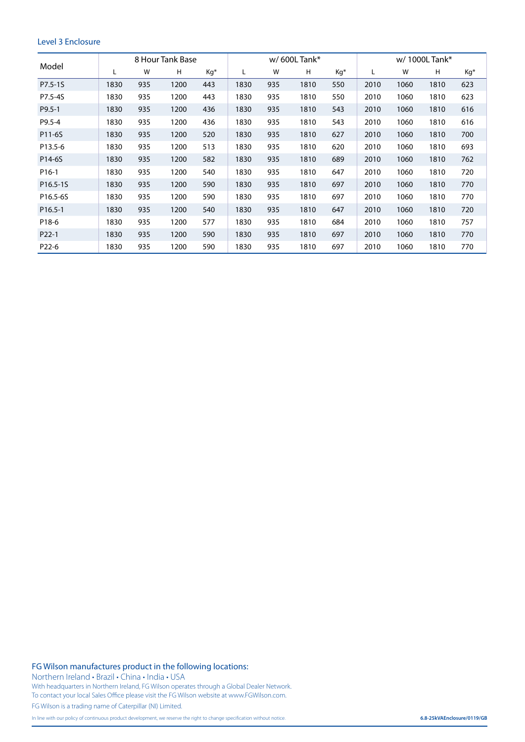## Level 3 Enclosure

| Model | 8 Hour Tank Base | | | | w/ 600L Tank* | | | | w/ 1000L Tank* | | | |
|---|---|---|---|---|---|---|---|---|---|---|---|---|
| | L | W | H | Kg* | L | W | H | Kg* | L | W | H | Kg* |
| P7.5-1S | 1830 | 935 | 1200 | 443 | 1830 | 935 | 1810 | 550 | 2010 | 1060 | 1810 | 623 |
| P7.5-4S | 1830 | 935 | 1200 | 443 | 1830 | 935 | 1810 | 550 | 2010 | 1060 | 1810 | 623 |
| P9.5-1 | 1830 | 935 | 1200 | 436 | 1830 | 935 | 1810 | 543 | 2010 | 1060 | 1810 | 616 |
| P9.5-4 | 1830 | 935 | 1200 | 436 | 1830 | 935 | 1810 | 543 | 2010 | 1060 | 1810 | 616 |
| P11-6S | 1830 | 935 | 1200 | 520 | 1830 | 935 | 1810 | 627 | 2010 | 1060 | 1810 | 700 |
| P13.5-6 | 1830 | 935 | 1200 | 513 | 1830 | 935 | 1810 | 620 | 2010 | 1060 | 1810 | 693 |
| P14-6S | 1830 | 935 | 1200 | 582 | 1830 | 935 | 1810 | 689 | 2010 | 1060 | 1810 | 762 |
| P16-1 | 1830 | 935 | 1200 | 540 | 1830 | 935 | 1810 | 647 | 2010 | 1060 | 1810 | 720 |
| P16.5-1S | 1830 | 935 | 1200 | 590 | 1830 | 935 | 1810 | 697 | 2010 | 1060 | 1810 | 770 |
| P16.5-6S | 1830 | 935 | 1200 | 590 | 1830 | 935 | 1810 | 697 | 2010 | 1060 | 1810 | 770 |
| P16.5-1 | 1830 | 935 | 1200 | 540 | 1830 | 935 | 1810 | 647 | 2010 | 1060 | 1810 | 720 |
| P18-6 | 1830 | 935 | 1200 | 577 | 1830 | 935 | 1810 | 684 | 2010 | 1060 | 1810 | 757 |
| P22-1 | 1830 | 935 | 1200 | 590 | 1830 | 935 | 1810 | 697 | 2010 | 1060 | 1810 | 770 |
| P22-6 | 1830 | 935 | 1200 | 590 | 1830 | 935 | 1810 | 697 | 2010 | 1060 | 1810 | 770 |

FG Wilson manufactures product in the following locations:

Northern Ireland • Brazil • China • India • USA

With headquarters in Northern Ireland, FG Wilson operates through a Global Dealer Network.
To contact your local Sales Office please visit the FG Wilson website at www.FGWilson.com.

FG Wilson is a trading name of Caterpillar (NI) Limited.

In line with our policy of continuous product development, we reserve the right to change specification without notice.

**6.8-25kVAEnclosure/0119/GB**